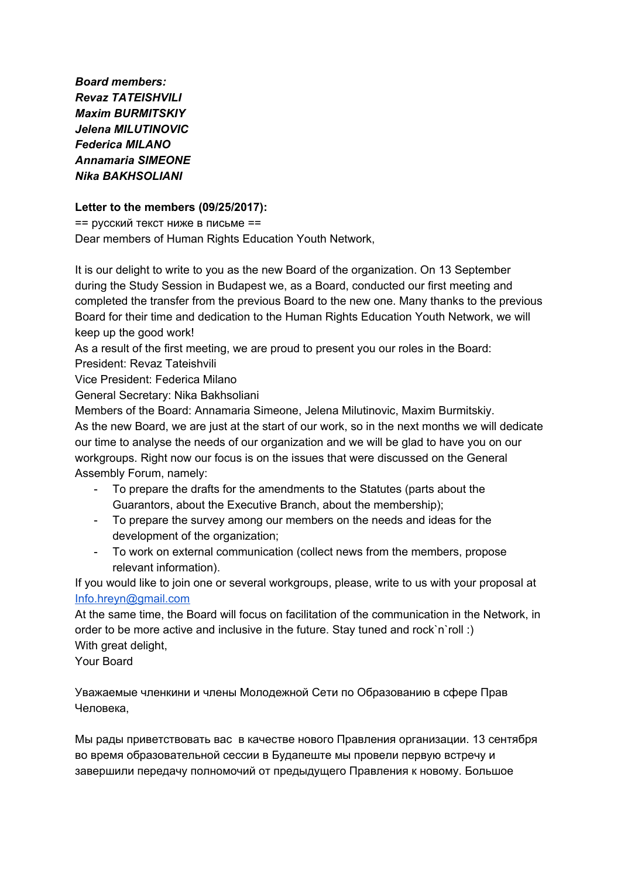***Board members:***
***Revaz TATEISHVILI***
***Maxim BURMITSKIY***
***Jelena MILUTINOVIC***
***Federica MILANO***
***Annamaria SIMEONE***
***Nika BAKHSOLIANI***

**Letter to the members (09/25/2017):**

== русский текст ниже в письме ==

Dear members of Human Rights Education Youth Network,

It is our delight to write to you as the new Board of the organization. On 13 September during the Study Session in Budapest we, as a Board, conducted our first meeting and completed the transfer from the previous Board to the new one. Many thanks to the previous Board for their time and dedication to the Human Rights Education Youth Network, we will keep up the good work!

As a result of the first meeting, we are proud to present you our roles in the Board:

President: Revaz Tateishvili

Vice President: Federica Milano

General Secretary: Nika Bakhsoliani

Members of the Board: Annamaria Simeone, Jelena Milutinovic, Maxim Burmitskiy.

As the new Board, we are just at the start of our work, so in the next months we will dedicate our time to analyse the needs of our organization and we will be glad to have you on our workgroups. Right now our focus is on the issues that were discussed on the General Assembly Forum, namely:

- To prepare the drafts for the amendments to the Statutes (parts about the Guarantors, about the Executive Branch, about the membership);
- To prepare the survey among our members on the needs and ideas for the development of the organization;
- To work on external communication (collect news from the members, propose relevant information).

If you would like to join one or several workgroups, please, write to us with your proposal at Info.hreyn@gmail.com

At the same time, the Board will focus on facilitation of the communication in the Network, in order to be more active and inclusive in the future. Stay tuned and rock`n`roll :)

With great delight,

Your Board

Уважаемые членкини и члены Молодежной Сети по Образованию в сфере Прав Человека,

Мы рады приветствовать вас в качестве нового Правления организации. 13 сентября во время образовательной сессии в Будапеште мы провели первую встречу и завершили передачу полномочий от предыдущего Правления к новому. Большое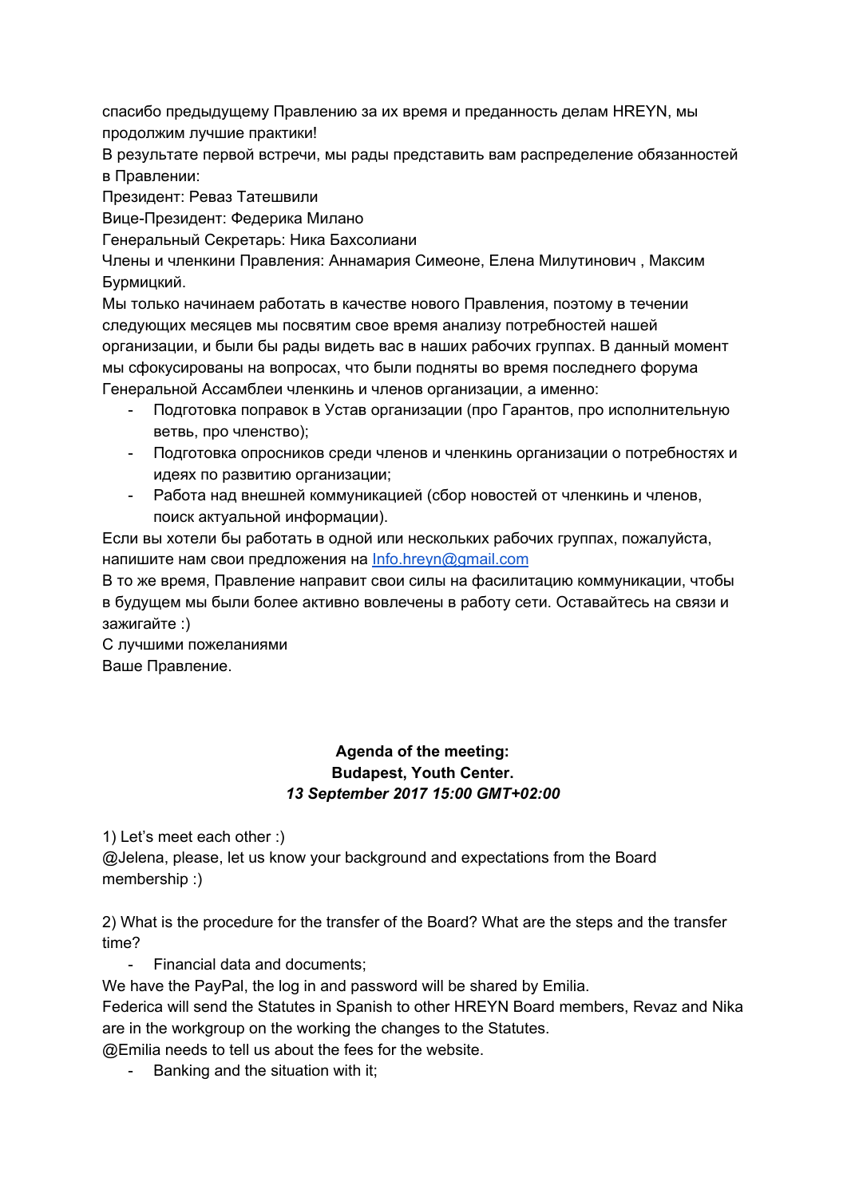спасибо предыдущему Правлению за их время и преданность делам HREYN, мы продолжим лучшие практики!

В результате первой встречи, мы рады представить вам распределение обязанностей в Правлении:

Президент: Реваз Татешвили

Вице-Президент: Федерика Милано

Генеральный Секретарь: Ника Бахсолиани

Члены и членкини Правления: Аннамария Симеоне, Елена Милутинович , Максим Бурмицкий.

Мы только начинаем работать в качестве нового Правления, поэтому в течении следующих месяцев мы посвятим свое время анализу потребностей нашей организации, и были бы рады видеть вас в наших рабочих группах. В данный момент мы сфокусированы на вопросах, что были подняты во время последнего форума Генеральной Ассамблеи членкинь и членов организации, а именно:

- Подготовка поправок в Устав организации (про Гарантов, про исполнительную ветвь, про членство);
- Подготовка опросников среди членов и членкинь организации о потребностях и идеях по развитию организации;
- Работа над внешней коммуникацией (сбор новостей от членкинь и членов, поиск актуальной информации).

Если вы хотели бы работать в одной или нескольких рабочих группах, пожалуйста, напишите нам свои предложения на Info.hreyn@gmail.com

В то же время, Правление направит свои силы на фасилитацию коммуникации, чтобы в будущем мы были более активно вовлечены в работу сети. Оставайтесь на связи и зажигайте :)

С лучшими пожеланиями

Ваше Правление.

**Agenda of the meeting:**
**Budapest, Youth Center.**
***13 September 2017 15:00 GMT+02:00***

1) Let's meet each other :)

@Jelena, please, let us know your background and expectations from the Board membership :)

2) What is the procedure for the transfer of the Board? What are the steps and the transfer time?

- Financial data and documents;

We have the PayPal, the log in and password will be shared by Emilia.

Federica will send the Statutes in Spanish to other HREYN Board members, Revaz and Nika are in the workgroup on the working the changes to the Statutes.

@Emilia needs to tell us about the fees for the website.

- Banking and the situation with it;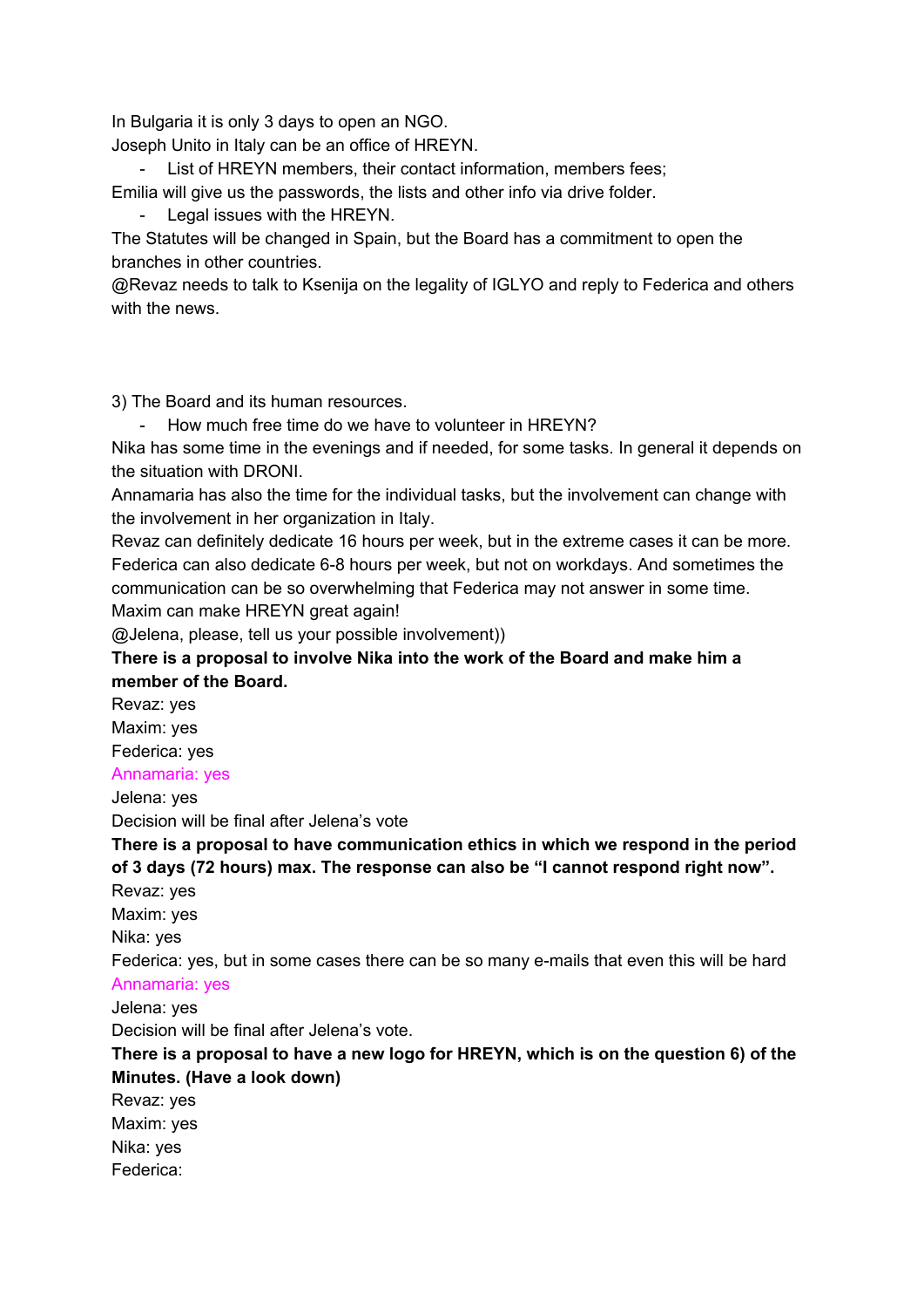In Bulgaria it is only 3 days to open an NGO.
Joseph Unito in Italy can be an office of HREYN.

- List of HREYN members, their contact information, members fees;

Emilia will give us the passwords, the lists and other info via drive folder.

- Legal issues with the HREYN.

The Statutes will be changed in Spain, but the Board has a commitment to open the branches in other countries.
@Revaz needs to talk to Ksenija on the legality of IGLYO and reply to Federica and others with the news.

3) The Board and its human resources.

- How much free time do we have to volunteer in HREYN?

Nika has some time in the evenings and if needed, for some tasks. In general it depends on the situation with DRONI.
Annamaria has also the time for the individual tasks, but the involvement can change with the involvement in her organization in Italy.
Revaz can definitely dedicate 16 hours per week, but in the extreme cases it can be more.
Federica can also dedicate 6-8 hours per week, but not on workdays. And sometimes the communication can be so overwhelming that Federica may not answer in some time.
Maxim can make HREYN great again!
@Jelena, please, tell us your possible involvement))

**There is a proposal to involve Nika into the work of the Board and make him a member of the Board.**

Revaz: yes
Maxim: yes
Federica: yes
Annamaria: yes
Jelena: yes
Decision will be final after Jelena's vote

**There is a proposal to have communication ethics in which we respond in the period of 3 days (72 hours) max. The response can also be "I cannot respond right now".**

Revaz: yes
Maxim: yes
Nika: yes
Federica: yes, but in some cases there can be so many e-mails that even this will be hard
Annamaria: yes
Jelena: yes
Decision will be final after Jelena's vote.

**There is a proposal to have a new logo for HREYN, which is on the question 6) of the Minutes. (Have a look down)**

Revaz: yes
Maxim: yes
Nika: yes
Federica: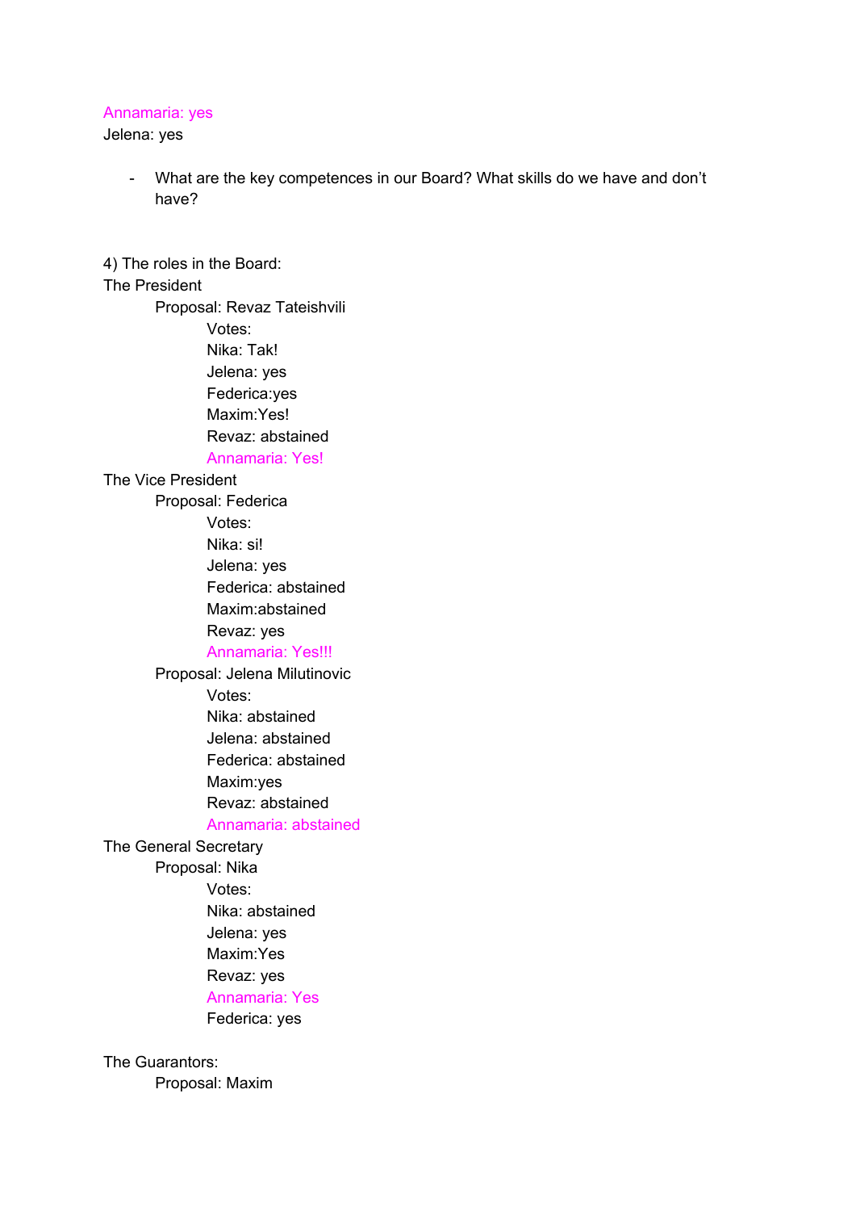Annamaria: yes
Jelena: yes

- What are the key competences in our Board? What skills do we have and don't have?

4) The roles in the Board:

The President

Proposal: Revaz Tateishvili

Votes:
Nika: Tak!
Jelena: yes
Federica:yes
Maxim:Yes!
Revaz: abstained
Annamaria: Yes!

The Vice President

Proposal: Federica

Votes:
Nika: si!
Jelena: yes
Federica: abstained
Maxim:abstained
Revaz: yes
Annamaria: Yes!!!

Proposal: Jelena Milutinovic

Votes:
Nika: abstained
Jelena: abstained
Federica: abstained
Maxim:yes
Revaz: abstained
Annamaria: abstained

The General Secretary

Proposal: Nika

Votes:
Nika: abstained
Jelena: yes
Maxim:Yes
Revaz: yes
Annamaria: Yes
Federica: yes

The Guarantors:

Proposal: Maxim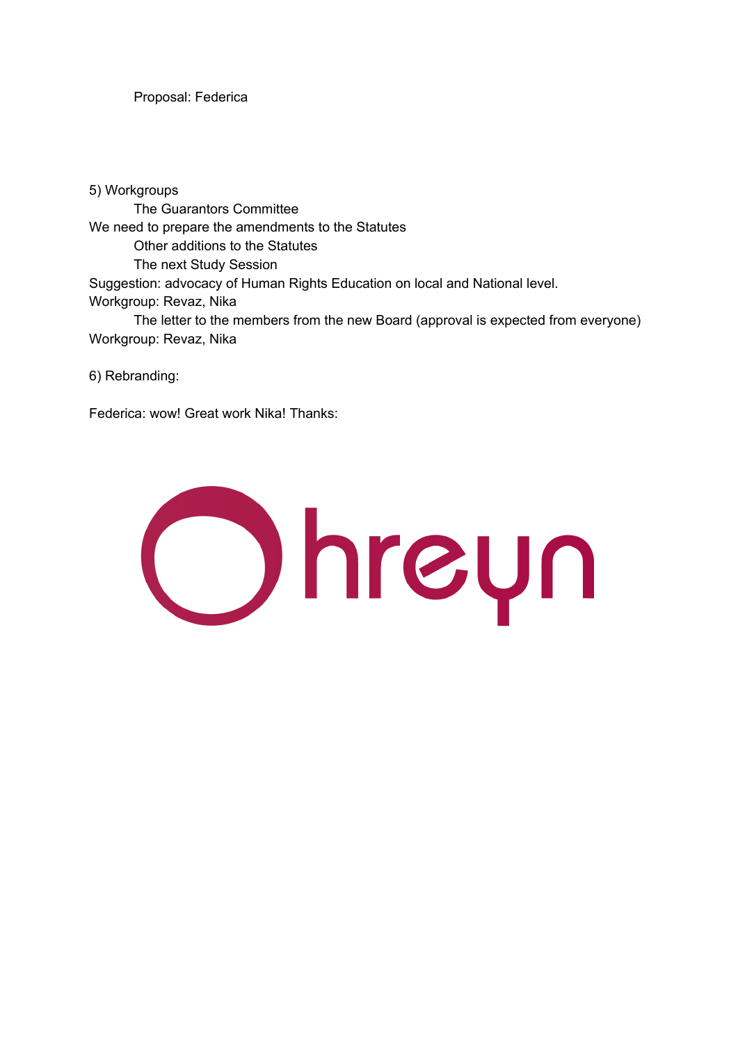Proposal: Federica

5) Workgroups

The Guarantors Committee

We need to prepare the amendments to the Statutes

Other additions to the Statutes

The next Study Session

Suggestion: advocacy of Human Rights Education on local and National level.

Workgroup: Revaz, Nika

The letter to the members from the new Board (approval is expected from everyone)

Workgroup: Revaz, Nika

6) Rebranding:

Federica: wow! Great work Nika! Thanks: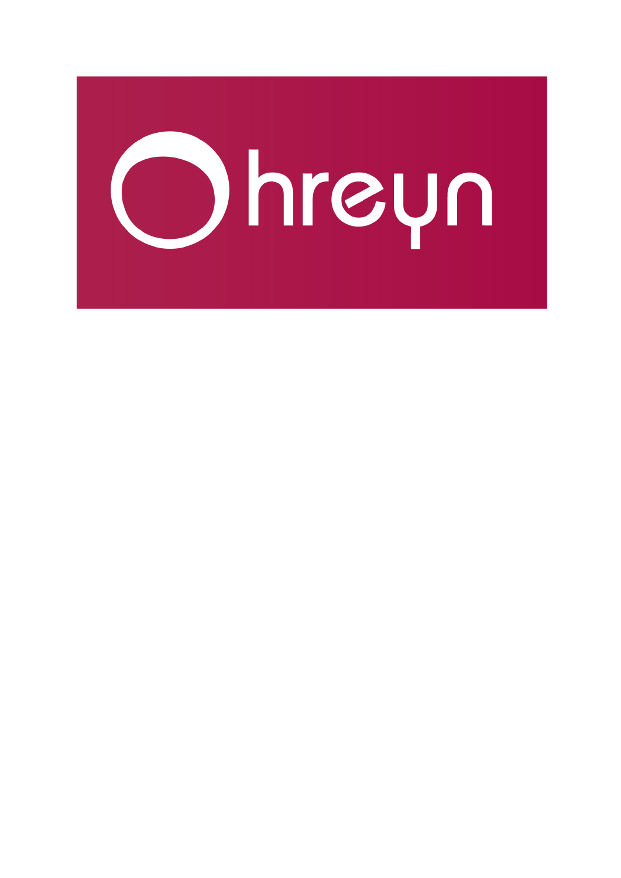hreyn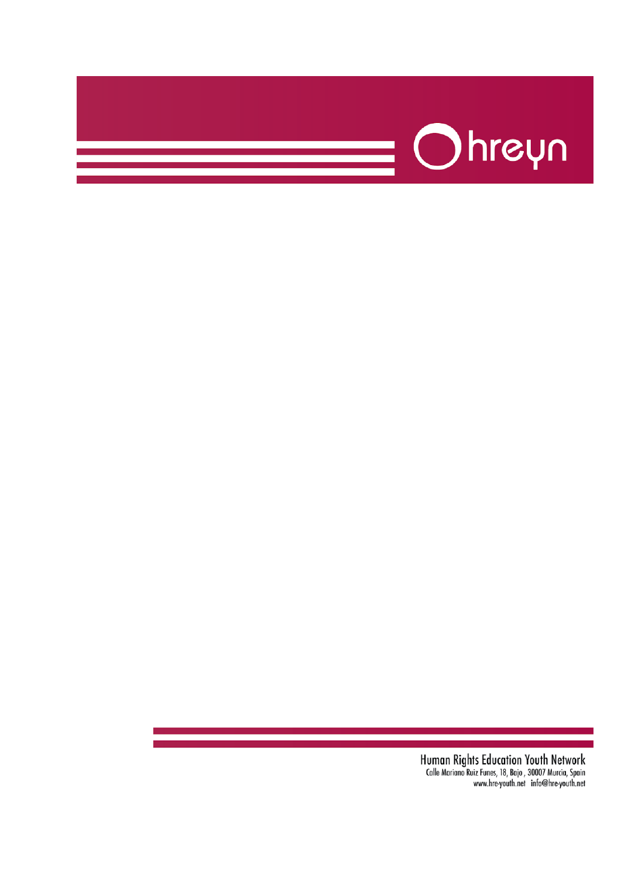hreyn

Human Rights Education Youth Network
Calle Mariano Ruiz Funes, 18, Bajo , 30007 Murcia, Spain
www.hre-youth.net info@hre-youth.net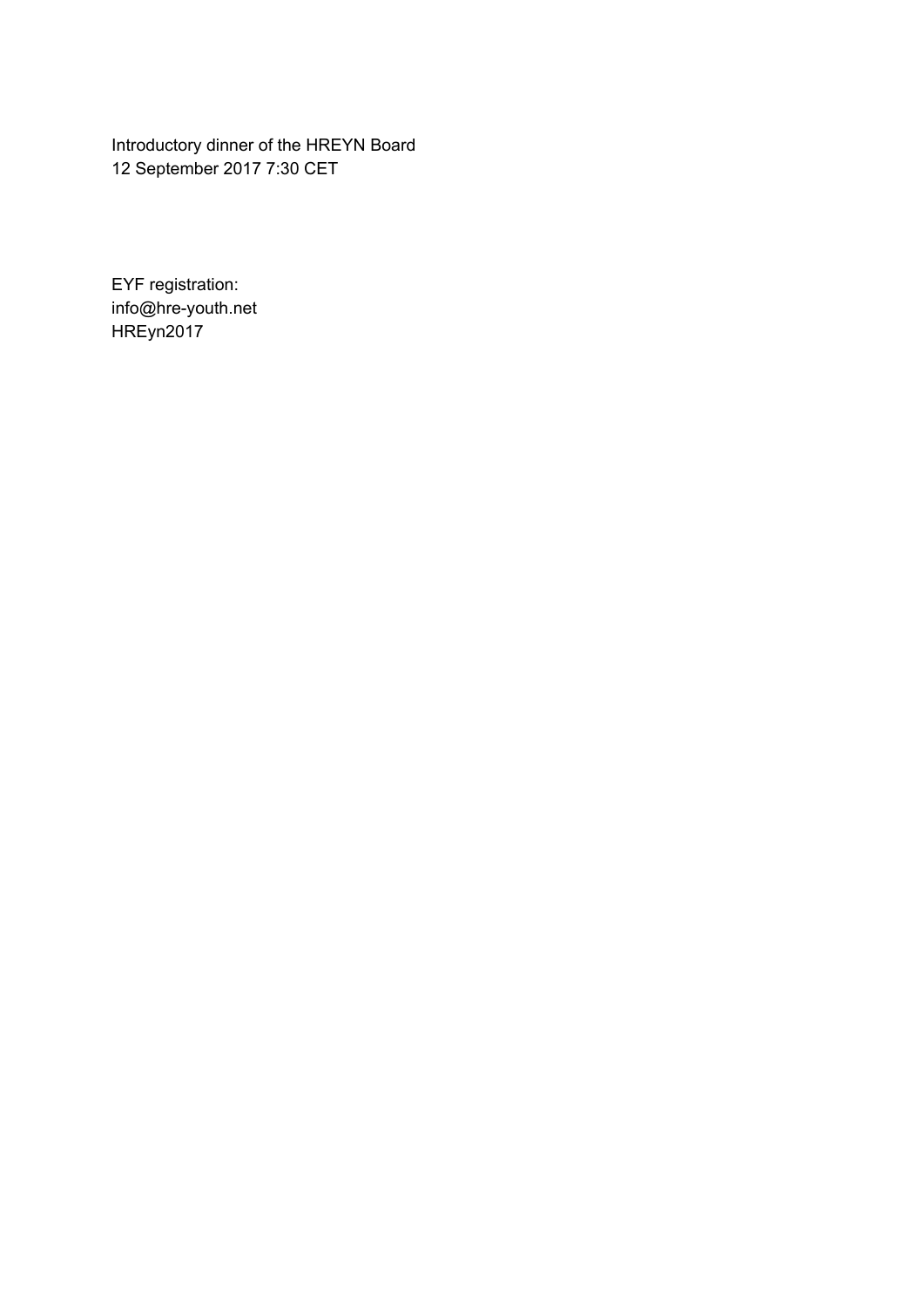Introductory dinner of the HREYN Board
12 September 2017 7:30 CET

EYF registration:
info@hre-youth.net
HREyn2017